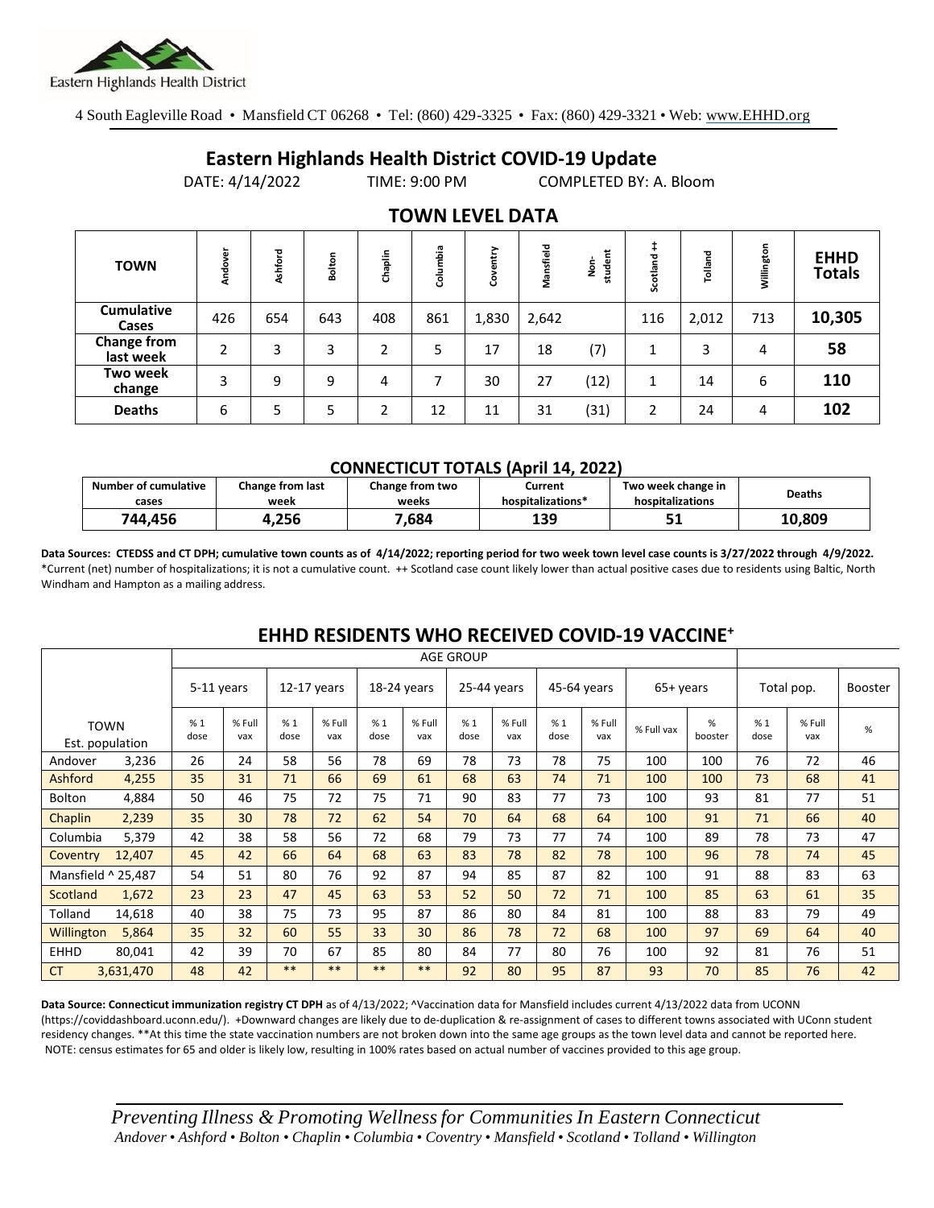Eastern Highlands Health District

4 South Eagleville Road • Mansfield CT 06268 • Tel: (860) 429-3325 • Fax: (860) 429-3321 • Web: www.EHHD.org

# Eastern Highlands Health District COVID-19 Update

DATE: 4/14/2022 TIME: 9:00 PM COMPLETED BY: A. Bloom

## TOWN LEVEL DATA

| TOWN | Andover | Ashford | Bolton | Chaplin | Columbia | Coventry | Mansfield | Non-student | Scotland ++ | Tolland | Willington | EHHD Totals |
|---|---|---|---|---|---|---|---|---|---|---|---|---|
| Cumulative Cases | 426 | 654 | 643 | 408 | 861 | 1,830 | 2,642 | | 116 | 2,012 | 713 | **10,305** |
| Change from last week | 2 | 3 | 3 | 2 | 5 | 17 | 18 | (7) | 1 | 3 | 4 | **58** |
| Two week change | 3 | 9 | 9 | 4 | 7 | 30 | 27 | (12) | 1 | 14 | 6 | **110** |
| Deaths | 6 | 5 | 5 | 2 | 12 | 11 | 31 | (31) | 2 | 24 | 4 | **102** |

### CONNECTICUT TOTALS (April 14, 2022)

| Number of cumulative cases | Change from last week | Change from two weeks | Current hospitalizations* | Two week change in hospitalizations | Deaths |
|---|---|---|---|---|---|
| **744,456** | **4,256** | **7,684** | **139** | **51** | **10,809** |

**Data Sources: CTEDSS and CT DPH; cumulative town counts as of 4/14/2022; reporting period for two week town level case counts is 3/27/2022 through 4/9/2022.** *Current (net) number of hospitalizations; it is not a cumulative count. ++ Scotland case count likely lower than actual positive cases due to residents using Baltic, North Windham and Hampton as a mailing address.

## EHHD RESIDENTS WHO RECEIVED COVID-19 VACCINE+

| | AGE GROUP | | | | | | | | | | | | | | |
|---|---|---|---|---|---|---|---|---|---|---|---|---|---|---|---|
| | 5-11 years | | 12-17 years | | 18-24 years | | 25-44 years | | 45-64 years | | 65+ years | | Total pop. | | Booster |
| TOWN Est. population | % 1 dose | % Full vax | % 1 dose | % Full vax | % 1 dose | % Full vax | % 1 dose | % Full vax | % 1 dose | % Full vax | % Full vax | % booster | % 1 dose | % Full vax | % |
| Andover 3,236 | 26 | 24 | 58 | 56 | 78 | 69 | 78 | 73 | 78 | 75 | 100 | 100 | 76 | 72 | 46 |
| Ashford 4,255 | 35 | 31 | 71 | 66 | 69 | 61 | 68 | 63 | 74 | 71 | 100 | 100 | 73 | 68 | 41 |
| Bolton 4,884 | 50 | 46 | 75 | 72 | 75 | 71 | 90 | 83 | 77 | 73 | 100 | 93 | 81 | 77 | 51 |
| Chaplin 2,239 | 35 | 30 | 78 | 72 | 62 | 54 | 70 | 64 | 68 | 64 | 100 | 91 | 71 | 66 | 40 |
| Columbia 5,379 | 42 | 38 | 58 | 56 | 72 | 68 | 79 | 73 | 77 | 74 | 100 | 89 | 78 | 73 | 47 |
| Coventry 12,407 | 45 | 42 | 66 | 64 | 68 | 63 | 83 | 78 | 82 | 78 | 100 | 96 | 78 | 74 | 45 |
| Mansfield ^ 25,487 | 54 | 51 | 80 | 76 | 92 | 87 | 94 | 85 | 87 | 82 | 100 | 91 | 88 | 83 | 63 |
| Scotland 1,672 | 23 | 23 | 47 | 45 | 63 | 53 | 52 | 50 | 72 | 71 | 100 | 85 | 63 | 61 | 35 |
| Tolland 14,618 | 40 | 38 | 75 | 73 | 95 | 87 | 86 | 80 | 84 | 81 | 100 | 88 | 83 | 79 | 49 |
| Willington 5,864 | 35 | 32 | 60 | 55 | 33 | 30 | 86 | 78 | 72 | 68 | 100 | 97 | 69 | 64 | 40 |
| EHHD 80,041 | 42 | 39 | 70 | 67 | 85 | 80 | 84 | 77 | 80 | 76 | 100 | 92 | 81 | 76 | 51 |
| CT 3,631,470 | 48 | 42 | ** | ** | ** | ** | 92 | 80 | 95 | 87 | 93 | 70 | 85 | 76 | 42 |

**Data Source: Connecticut immunization registry CT DPH** as of 4/13/2022; ^Vaccination data for Mansfield includes current 4/13/2022 data from UCONN (https://coviddashboard.uconn.edu/). +Downward changes are likely due to de-duplication & re-assignment of cases to different towns associated with UConn student residency changes. **At this time the state vaccination numbers are not broken down into the same age groups as the town level data and cannot be reported here. NOTE: census estimates for 65 and older is likely low, resulting in 100% rates based on actual number of vaccines provided to this age group.

*Preventing Illness & Promoting Wellness for Communities In Eastern Connecticut*
*Andover • Ashford • Bolton • Chaplin • Columbia • Coventry • Mansfield • Scotland • Tolland • Willington*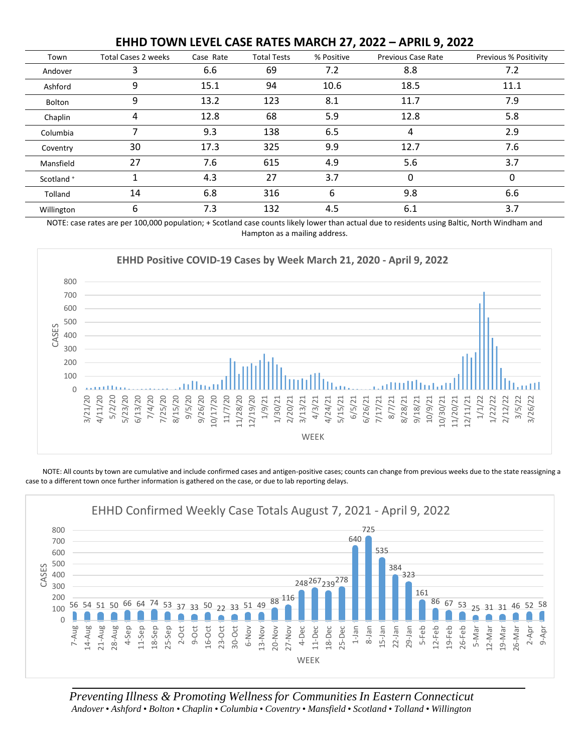## EHHD TOWN LEVEL CASE RATES MARCH 27, 2022 – APRIL 9, 2022

| Town | Total Cases 2 weeks | Case Rate | Total Tests | % Positive | Previous Case Rate | Previous % Positivity |
|---|---|---|---|---|---|---|
| Andover | 3 | 6.6 | 69 | 7.2 | 8.8 | 7.2 |
| Ashford | 9 | 15.1 | 94 | 10.6 | 18.5 | 11.1 |
| Bolton | 9 | 13.2 | 123 | 8.1 | 11.7 | 7.9 |
| Chaplin | 4 | 12.8 | 68 | 5.9 | 12.8 | 5.8 |
| Columbia | 7 | 9.3 | 138 | 6.5 | 4 | 2.9 |
| Coventry | 30 | 17.3 | 325 | 9.9 | 12.7 | 7.6 |
| Mansfield | 27 | 7.6 | 615 | 4.9 | 5.6 | 3.7 |
| Scotland + | 1 | 4.3 | 27 | 3.7 | 0 | 0 |
| Tolland | 14 | 6.8 | 316 | 6 | 9.8 | 6.6 |
| Willington | 6 | 7.3 | 132 | 4.5 | 6.1 | 3.7 |

NOTE: case rates are per 100,000 population; + Scotland case counts likely lower than actual due to residents using Baltic, North Windham and Hampton as a mailing address.

EHHD Positive COVID-19 Cases by Week March 21, 2020 - April 9, 2022

CASES

0
100
200
300
400
500
600
700
800

3/21/20 4/11/20 5/2/20 5/23/20 6/13/20 7/4/20 7/25/20 8/15/20 9/5/20 9/26/20 10/17/20 11/7/20 11/28/20 12/19/20 1/9/21 1/30/21 2/20/21 3/13/21 4/3/21 4/24/21 5/15/21 6/5/21 6/26/21 7/17/21 8/7/21 8/28/21 9/18/21 10/9/21 10/30/21 11/20/21 12/11/21 1/1/22 1/22/22 2/12/22 3/5/22 3/26/22

WEEK

NOTE: All counts by town are cumulative and include confirmed cases and antigen-positive cases; counts can change from previous weeks due to the state reassigning a case to a different town once further information is gathered on the case, or due to lab reporting delays.

EHHD Confirmed Weekly Case Totals August 7, 2021 - April 9, 2022

CASES

0
100
200
300
400
500
600
700
800

56 54 51 50 66 64 74 53 37 33 50 22 33 51 49 88 116 248 267 239 278 640 725 535 384 323 161 86 67 53 25 31 31 46 52 58

7-Aug 14-Aug 21-Aug 28-Aug 4-Sep 11-Sep 18-Sep 25-Sep 2-Oct 9-Oct 16-Oct 23-Oct 30-Oct 6-Nov 13-Nov 20-Nov 27-Nov 4-Dec 11-Dec 18-Dec 25-Dec 1-Jan 8-Jan 15-Jan 22-Jan 29-Jan 5-Feb 12-Feb 19-Feb 26-Feb 5-Mar 12-Mar 19-Mar 26-Mar 2-Apr 9-Apr

WEEK

*Preventing Illness & Promoting Wellness for Communities In Eastern Connecticut*
*Andover • Ashford • Bolton • Chaplin • Columbia • Coventry • Mansfield • Scotland • Tolland • Willington*